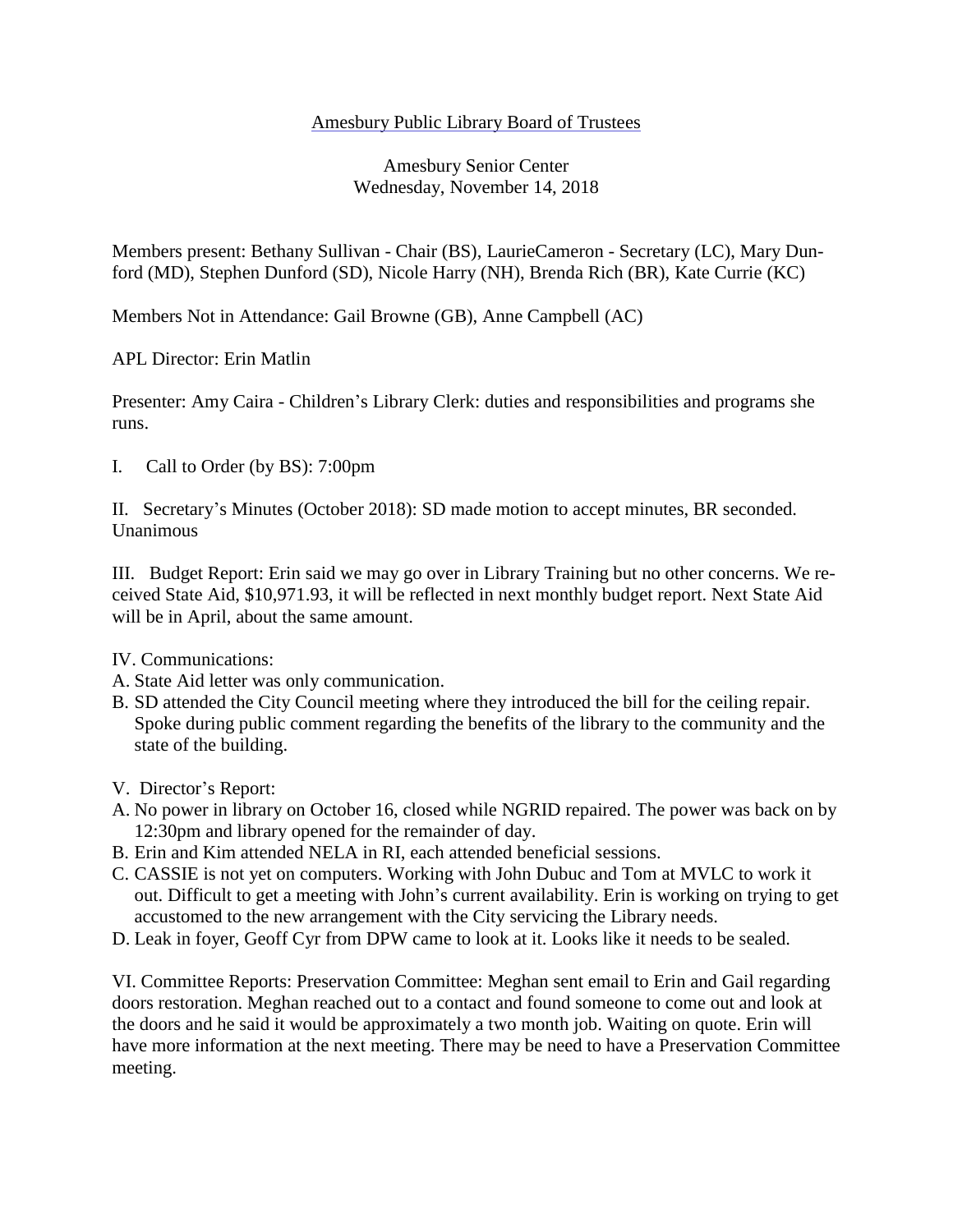# Amesbury Public Library Board of Trustees

Amesbury Senior Center
Wednesday, November 14, 2018

Members present: Bethany Sullivan - Chair (BS), LaurieCameron - Secretary (LC), Mary Dunford (MD), Stephen Dunford (SD), Nicole Harry (NH), Brenda Rich (BR), Kate Currie (KC)

Members Not in Attendance: Gail Browne (GB), Anne Campbell (AC)

APL Director: Erin Matlin

Presenter: Amy Caira - Children's Library Clerk: duties and responsibilities and programs she runs.

I. Call to Order (by BS): 7:00pm

II. Secretary's Minutes (October 2018): SD made motion to accept minutes, BR seconded. Unanimous

III. Budget Report: Erin said we may go over in Library Training but no other concerns. We received State Aid, $10,971.93, it will be reflected in next monthly budget report. Next State Aid will be in April, about the same amount.

IV. Communications:

A. State Aid letter was only communication.
B. SD attended the City Council meeting where they introduced the bill for the ceiling repair. Spoke during public comment regarding the benefits of the library to the community and the state of the building.

V. Director's Report:

A. No power in library on October 16, closed while NGRID repaired. The power was back on by 12:30pm and library opened for the remainder of day.
B. Erin and Kim attended NELA in RI, each attended beneficial sessions.
C. CASSIE is not yet on computers. Working with John Dubuc and Tom at MVLC to work it out. Difficult to get a meeting with John's current availability. Erin is working on trying to get accustomed to the new arrangement with the City servicing the Library needs.
D. Leak in foyer, Geoff Cyr from DPW came to look at it. Looks like it needs to be sealed.

VI. Committee Reports: Preservation Committee: Meghan sent email to Erin and Gail regarding doors restoration. Meghan reached out to a contact and found someone to come out and look at the doors and he said it would be approximately a two month job. Waiting on quote. Erin will have more information at the next meeting. There may be need to have a Preservation Committee meeting.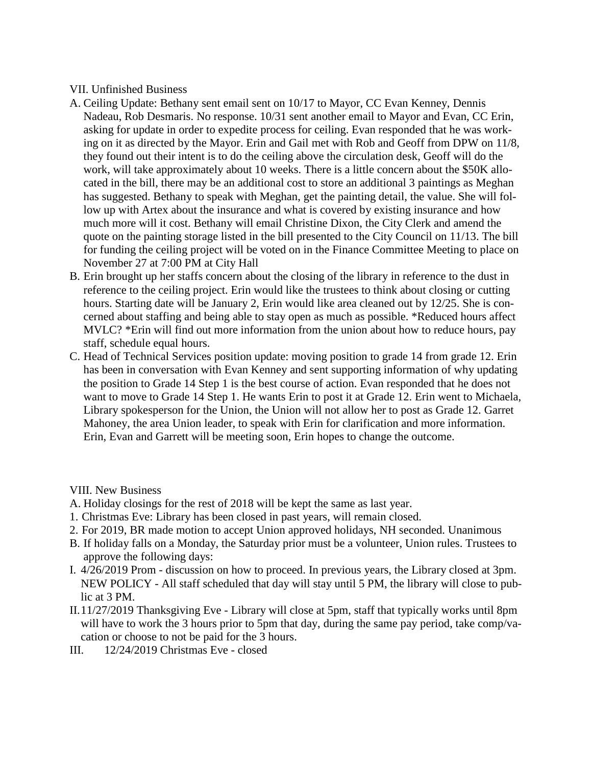VII. Unfinished Business

A. Ceiling Update: Bethany sent email sent on 10/17 to Mayor, CC Evan Kenney, Dennis Nadeau, Rob Desmaris. No response. 10/31 sent another email to Mayor and Evan, CC Erin, asking for update in order to expedite process for ceiling. Evan responded that he was working on it as directed by the Mayor. Erin and Gail met with Rob and Geoff from DPW on 11/8, they found out their intent is to do the ceiling above the circulation desk, Geoff will do the work, will take approximately about 10 weeks. There is a little concern about the $50K allocated in the bill, there may be an additional cost to store an additional 3 paintings as Meghan has suggested. Bethany to speak with Meghan, get the painting detail, the value. She will follow up with Artex about the insurance and what is covered by existing insurance and how much more will it cost. Bethany will email Christine Dixon, the City Clerk and amend the quote on the painting storage listed in the bill presented to the City Council on 11/13. The bill for funding the ceiling project will be voted on in the Finance Committee Meeting to place on November 27 at 7:00 PM at City Hall

B. Erin brought up her staffs concern about the closing of the library in reference to the dust in reference to the ceiling project. Erin would like the trustees to think about closing or cutting hours. Starting date will be January 2, Erin would like area cleaned out by 12/25. She is concerned about staffing and being able to stay open as much as possible. *Reduced hours affect MVLC? *Erin will find out more information from the union about how to reduce hours, pay staff, schedule equal hours.

C. Head of Technical Services position update: moving position to grade 14 from grade 12. Erin has been in conversation with Evan Kenney and sent supporting information of why updating the position to Grade 14 Step 1 is the best course of action. Evan responded that he does not want to move to Grade 14 Step 1. He wants Erin to post it at Grade 12. Erin went to Michaela, Library spokesperson for the Union, the Union will not allow her to post as Grade 12. Garret Mahoney, the area Union leader, to speak with Erin for clarification and more information. Erin, Evan and Garrett will be meeting soon, Erin hopes to change the outcome.

VIII. New Business

A. Holiday closings for the rest of 2018 will be kept the same as last year.

1. Christmas Eve: Library has been closed in past years, will remain closed.
2. For 2019, BR made motion to accept Union approved holidays, NH seconded. Unanimous

B. If holiday falls on a Monday, the Saturday prior must be a volunteer, Union rules. Trustees to approve the following days:

I. 4/26/2019 Prom - discussion on how to proceed. In previous years, the Library closed at 3pm. NEW POLICY - All staff scheduled that day will stay until 5 PM, the library will close to public at 3 PM.

II. 11/27/2019 Thanksgiving Eve - Library will close at 5pm, staff that typically works until 8pm will have to work the 3 hours prior to 5pm that day, during the same pay period, take comp/vacation or choose to not be paid for the 3 hours.

III. 12/24/2019 Christmas Eve - closed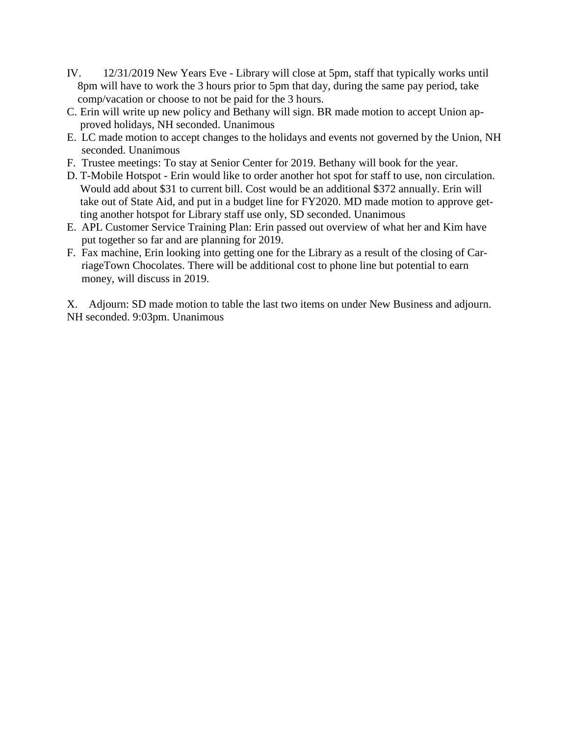IV. 12/31/2019 New Years Eve - Library will close at 5pm, staff that typically works until 8pm will have to work the 3 hours prior to 5pm that day, during the same pay period, take comp/vacation or choose to not be paid for the 3 hours.

C. Erin will write up new policy and Bethany will sign. BR made motion to accept Union approved holidays, NH seconded. Unanimous

E. LC made motion to accept changes to the holidays and events not governed by the Union, NH seconded. Unanimous

F. Trustee meetings: To stay at Senior Center for 2019. Bethany will book for the year.

D. T-Mobile Hotspot - Erin would like to order another hot spot for staff to use, non circulation. Would add about $31 to current bill. Cost would be an additional $372 annually. Erin will take out of State Aid, and put in a budget line for FY2020. MD made motion to approve getting another hotspot for Library staff use only, SD seconded. Unanimous

E. APL Customer Service Training Plan: Erin passed out overview of what her and Kim have put together so far and are planning for 2019.

F. Fax machine, Erin looking into getting one for the Library as a result of the closing of CarriageTown Chocolates. There will be additional cost to phone line but potential to earn money, will discuss in 2019.

X. Adjourn: SD made motion to table the last two items on under New Business and adjourn. NH seconded. 9:03pm. Unanimous